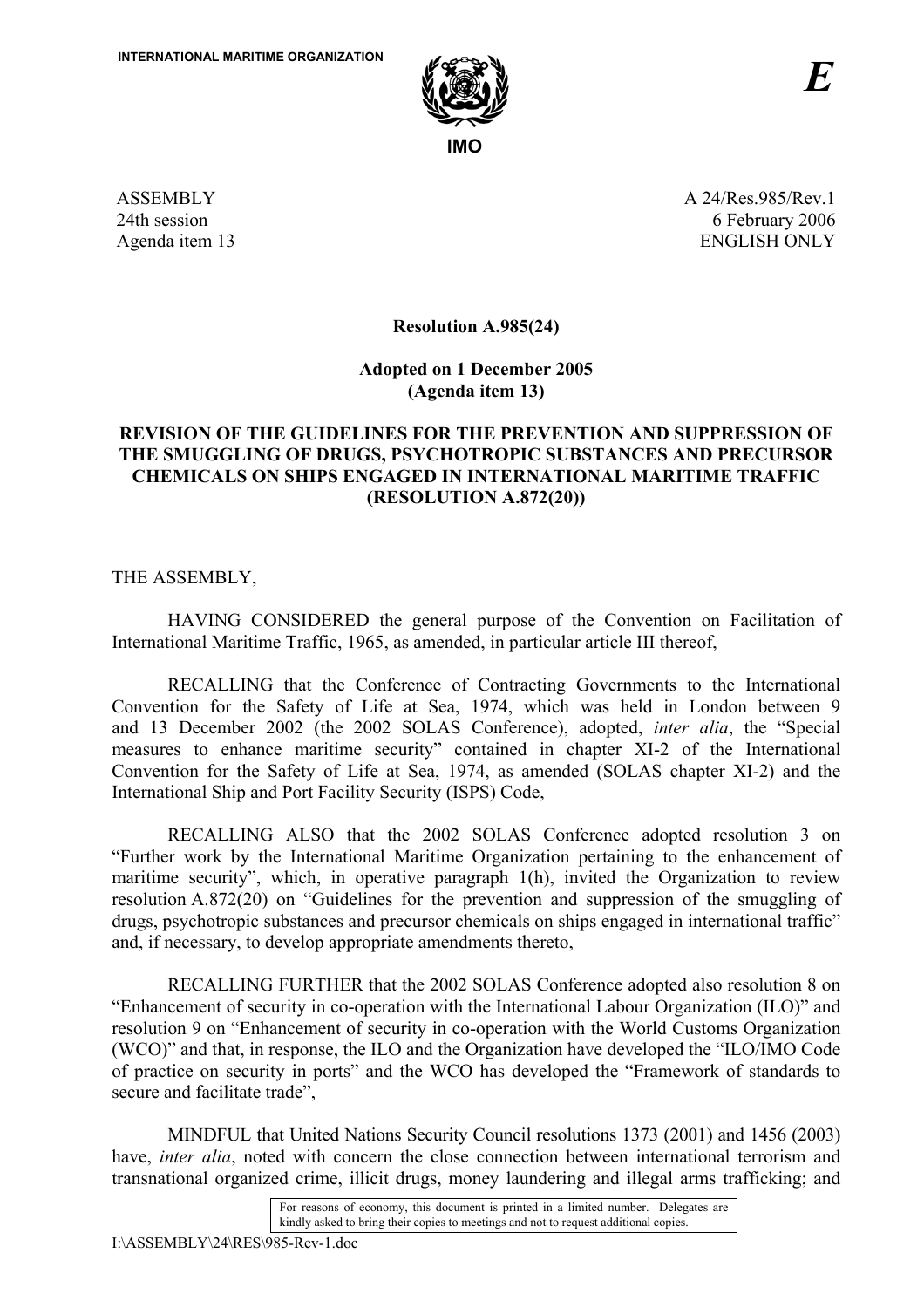INTERNATIONAL MARITIME ORGANIZATION

IMO

*E*

ASSEMBLY
24th session
Agenda item 13

A 24/Res.985/Rev.1
6 February 2006
ENGLISH ONLY

**Resolution A.985(24)**

**Adopted on 1 December 2005**
**(Agenda item 13)**

**REVISION OF THE GUIDELINES FOR THE PREVENTION AND SUPPRESSION OF THE SMUGGLING OF DRUGS, PSYCHOTROPIC SUBSTANCES AND PRECURSOR CHEMICALS ON SHIPS ENGAGED IN INTERNATIONAL MARITIME TRAFFIC (RESOLUTION A.872(20))**

THE ASSEMBLY,

HAVING CONSIDERED the general purpose of the Convention on Facilitation of International Maritime Traffic, 1965, as amended, in particular article III thereof,

RECALLING that the Conference of Contracting Governments to the International Convention for the Safety of Life at Sea, 1974, which was held in London between 9 and 13 December 2002 (the 2002 SOLAS Conference), adopted, *inter alia*, the "Special measures to enhance maritime security" contained in chapter XI-2 of the International Convention for the Safety of Life at Sea, 1974, as amended (SOLAS chapter XI-2) and the International Ship and Port Facility Security (ISPS) Code,

RECALLING ALSO that the 2002 SOLAS Conference adopted resolution 3 on "Further work by the International Maritime Organization pertaining to the enhancement of maritime security", which, in operative paragraph 1(h), invited the Organization to review resolution A.872(20) on "Guidelines for the prevention and suppression of the smuggling of drugs, psychotropic substances and precursor chemicals on ships engaged in international traffic" and, if necessary, to develop appropriate amendments thereto,

RECALLING FURTHER that the 2002 SOLAS Conference adopted also resolution 8 on "Enhancement of security in co-operation with the International Labour Organization (ILO)" and resolution 9 on "Enhancement of security in co-operation with the World Customs Organization (WCO)" and that, in response, the ILO and the Organization have developed the "ILO/IMO Code of practice on security in ports" and the WCO has developed the "Framework of standards to secure and facilitate trade",

MINDFUL that United Nations Security Council resolutions 1373 (2001) and 1456 (2003) have, *inter alia*, noted with concern the close connection between international terrorism and transnational organized crime, illicit drugs, money laundering and illegal arms trafficking; and

For reasons of economy, this document is printed in a limited number. Delegates are kindly asked to bring their copies to meetings and not to request additional copies.

I:\ASSEMBLY\24\RES\985-Rev-1.doc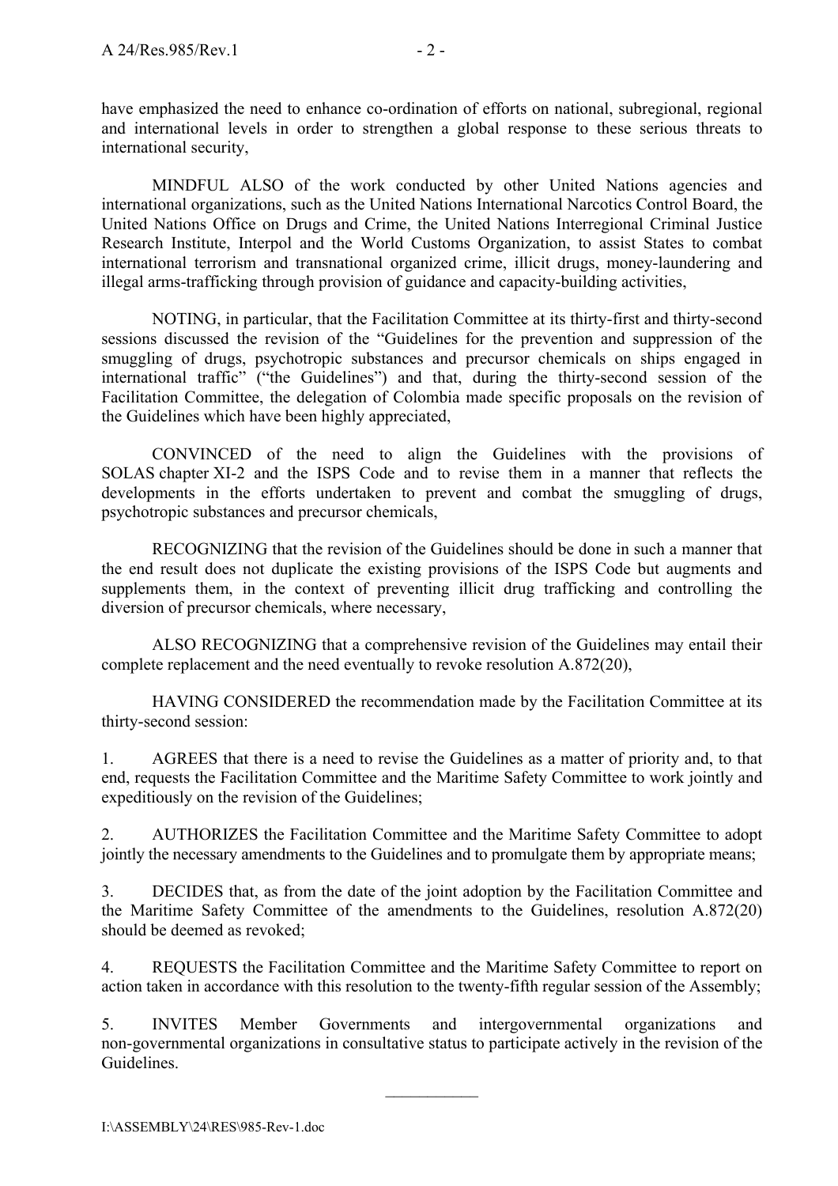have emphasized the need to enhance co-ordination of efforts on national, subregional, regional and international levels in order to strengthen a global response to these serious threats to international security,

MINDFUL ALSO of the work conducted by other United Nations agencies and international organizations, such as the United Nations International Narcotics Control Board, the United Nations Office on Drugs and Crime, the United Nations Interregional Criminal Justice Research Institute, Interpol and the World Customs Organization, to assist States to combat international terrorism and transnational organized crime, illicit drugs, money-laundering and illegal arms-trafficking through provision of guidance and capacity-building activities,

NOTING, in particular, that the Facilitation Committee at its thirty-first and thirty-second sessions discussed the revision of the "Guidelines for the prevention and suppression of the smuggling of drugs, psychotropic substances and precursor chemicals on ships engaged in international traffic" ("the Guidelines") and that, during the thirty-second session of the Facilitation Committee, the delegation of Colombia made specific proposals on the revision of the Guidelines which have been highly appreciated,

CONVINCED of the need to align the Guidelines with the provisions of SOLAS chapter XI-2 and the ISPS Code and to revise them in a manner that reflects the developments in the efforts undertaken to prevent and combat the smuggling of drugs, psychotropic substances and precursor chemicals,

RECOGNIZING that the revision of the Guidelines should be done in such a manner that the end result does not duplicate the existing provisions of the ISPS Code but augments and supplements them, in the context of preventing illicit drug trafficking and controlling the diversion of precursor chemicals, where necessary,

ALSO RECOGNIZING that a comprehensive revision of the Guidelines may entail their complete replacement and the need eventually to revoke resolution A.872(20),

HAVING CONSIDERED the recommendation made by the Facilitation Committee at its thirty-second session:

1. AGREES that there is a need to revise the Guidelines as a matter of priority and, to that end, requests the Facilitation Committee and the Maritime Safety Committee to work jointly and expeditiously on the revision of the Guidelines;

2. AUTHORIZES the Facilitation Committee and the Maritime Safety Committee to adopt jointly the necessary amendments to the Guidelines and to promulgate them by appropriate means;

3. DECIDES that, as from the date of the joint adoption by the Facilitation Committee and the Maritime Safety Committee of the amendments to the Guidelines, resolution A.872(20) should be deemed as revoked;

4. REQUESTS the Facilitation Committee and the Maritime Safety Committee to report on action taken in accordance with this resolution to the twenty-fifth regular session of the Assembly;

5. INVITES Member Governments and intergovernmental organizations and non-governmental organizations in consultative status to participate actively in the revision of the Guidelines.

___________